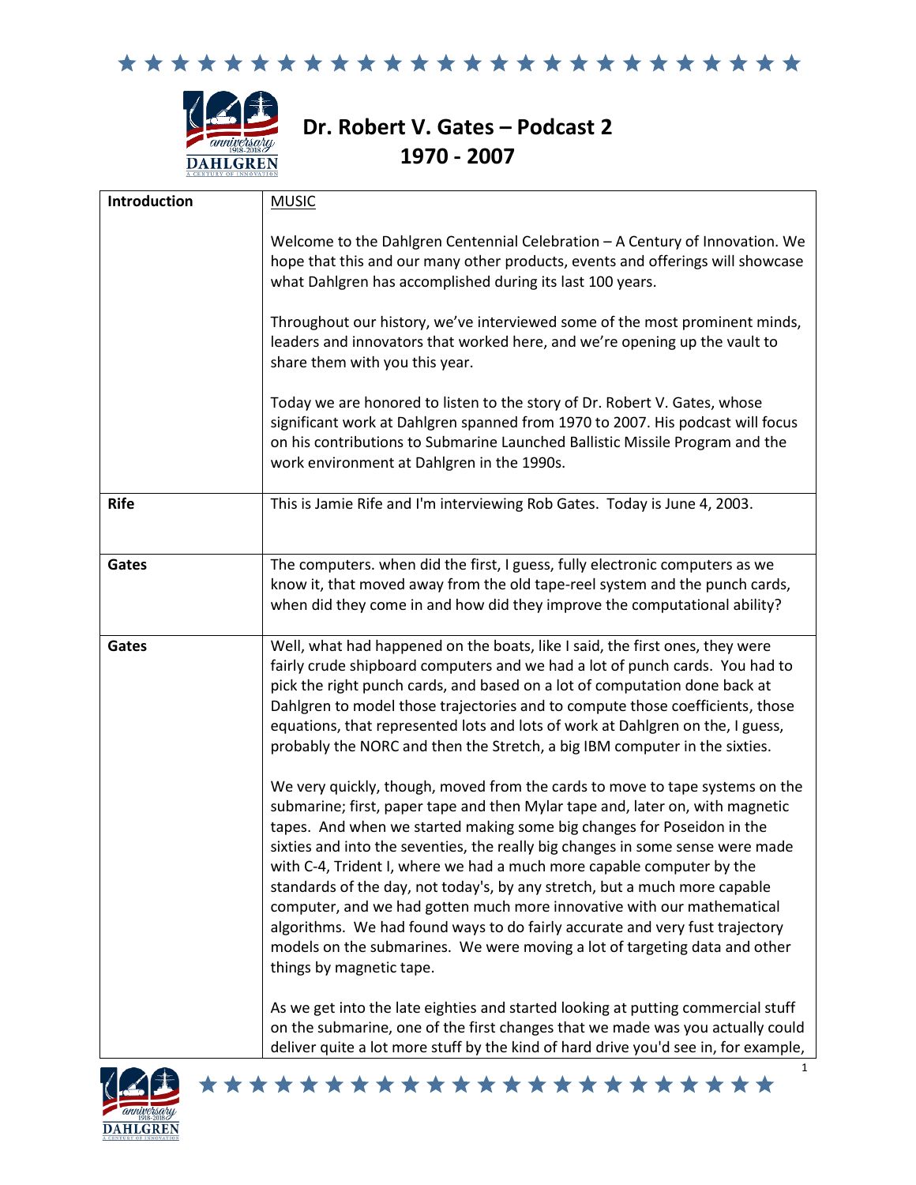# Dr. Robert V. Gates – Podcast 2
## 1970 - 2007

| | |
|---|---|
| **Introduction** | MUSIC<br><br>Welcome to the Dahlgren Centennial Celebration – A Century of Innovation. We hope that this and our many other products, events and offerings will showcase what Dahlgren has accomplished during its last 100 years.<br><br>Throughout our history, we've interviewed some of the most prominent minds, leaders and innovators that worked here, and we're opening up the vault to share them with you this year.<br><br>Today we are honored to listen to the story of Dr. Robert V. Gates, whose significant work at Dahlgren spanned from 1970 to 2007. His podcast will focus on his contributions to Submarine Launched Ballistic Missile Program and the work environment at Dahlgren in the 1990s. |
| **Rife** | This is Jamie Rife and I'm interviewing Rob Gates. Today is June 4, 2003. |
| **Gates** | The computers. when did the first, I guess, fully electronic computers as we know it, that moved away from the old tape-reel system and the punch cards, when did they come in and how did they improve the computational ability? |
| **Gates** | Well, what had happened on the boats, like I said, the first ones, they were fairly crude shipboard computers and we had a lot of punch cards. You had to pick the right punch cards, and based on a lot of computation done back at Dahlgren to model those trajectories and to compute those coefficients, those equations, that represented lots and lots of work at Dahlgren on the, I guess, probably the NORC and then the Stretch, a big IBM computer in the sixties.<br><br>We very quickly, though, moved from the cards to move to tape systems on the submarine; first, paper tape and then Mylar tape and, later on, with magnetic tapes. And when we started making some big changes for Poseidon in the sixties and into the seventies, the really big changes in some sense were made with C-4, Trident I, where we had a much more capable computer by the standards of the day, not today's, by any stretch, but a much more capable computer, and we had gotten much more innovative with our mathematical algorithms. We had found ways to do fairly accurate and very fust trajectory models on the submarines. We were moving a lot of targeting data and other things by magnetic tape.<br><br>As we get into the late eighties and started looking at putting commercial stuff on the submarine, one of the first changes that we made was you actually could deliver quite a lot more stuff by the kind of hard drive you'd see in, for example, |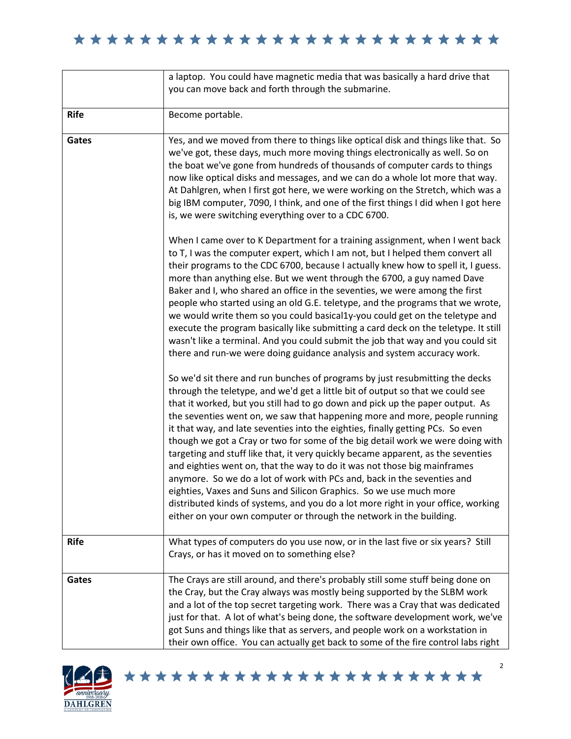| | |
|---|---|
| | a laptop. You could have magnetic media that was basically a hard drive that you can move back and forth through the submarine. |
| **Rife** | Become portable. |
| **Gates** | Yes, and we moved from there to things like optical disk and things like that. So we've got, these days, much more moving things electronically as well. So on the boat we've gone from hundreds of thousands of computer cards to things now like optical disks and messages, and we can do a whole lot more that way. At Dahlgren, when I first got here, we were working on the Stretch, which was a big IBM computer, 7090, I think, and one of the first things I did when I got here is, we were switching everything over to a CDC 6700.<br><br>When I came over to K Department for a training assignment, when I went back to T, I was the computer expert, which I am not, but I helped them convert all their programs to the CDC 6700, because I actually knew how to spell it, I guess. more than anything else. But we went through the 6700, a guy named Dave Baker and I, who shared an office in the seventies, we were among the first people who started using an old G.E. teletype, and the programs that we wrote, we would write them so you could basical1y-you could get on the teletype and execute the program basically like submitting a card deck on the teletype. It still wasn't like a terminal. And you could submit the job that way and you could sit there and run-we were doing guidance analysis and system accuracy work.<br><br>So we'd sit there and run bunches of programs by just resubmitting the decks through the teletype, and we'd get a little bit of output so that we could see that it worked, but you still had to go down and pick up the paper output. As the seventies went on, we saw that happening more and more, people running it that way, and late seventies into the eighties, finally getting PCs. So even though we got a Cray or two for some of the big detail work we were doing with targeting and stuff like that, it very quickly became apparent, as the seventies and eighties went on, that the way to do it was not those big mainframes anymore. So we do a lot of work with PCs and, back in the seventies and eighties, Vaxes and Suns and Silicon Graphics. So we use much more distributed kinds of systems, and you do a lot more right in your office, working either on your own computer or through the network in the building. |
| **Rife** | What types of computers do you use now, or in the last five or six years? Still Crays, or has it moved on to something else? |
| **Gates** | The Crays are still around, and there's probably still some stuff being done on the Cray, but the Cray always was mostly being supported by the SLBM work and a lot of the top secret targeting work. There was a Cray that was dedicated just for that. A lot of what's being done, the software development work, we've got Suns and things like that as servers, and people work on a workstation in their own office. You can actually get back to some of the fire control labs right |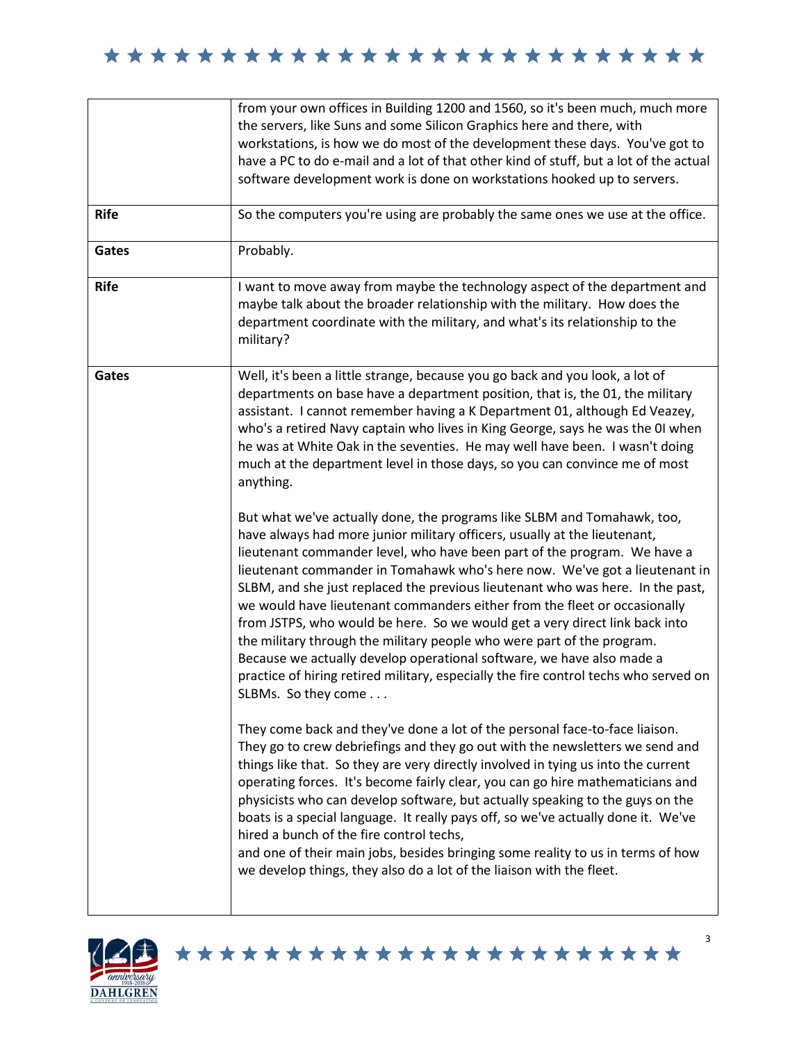| | |
|---|---|
| | from your own offices in Building 1200 and 1560, so it's been much, much more the servers, like Suns and some Silicon Graphics here and there, with workstations, is how we do most of the development these days. You've got to have a PC to do e-mail and a lot of that other kind of stuff, but a lot of the actual software development work is done on workstations hooked up to servers. |
| **Rife** | So the computers you're using are probably the same ones we use at the office. |
| **Gates** | Probably. |
| **Rife** | I want to move away from maybe the technology aspect of the department and maybe talk about the broader relationship with the military. How does the department coordinate with the military, and what's its relationship to the military? |
| **Gates** | Well, it's been a little strange, because you go back and you look, a lot of departments on base have a department position, that is, the 01, the military assistant. I cannot remember having a K Department 01, although Ed Veazey, who's a retired Navy captain who lives in King George, says he was the 0I when he was at White Oak in the seventies. He may well have been. I wasn't doing much at the department level in those days, so you can convince me of most anything.<br><br>But what we've actually done, the programs like SLBM and Tomahawk, too, have always had more junior military officers, usually at the lieutenant, lieutenant commander level, who have been part of the program. We have a lieutenant commander in Tomahawk who's here now. We've got a lieutenant in SLBM, and she just replaced the previous lieutenant who was here. In the past, we would have lieutenant commanders either from the fleet or occasionally from JSTPS, who would be here. So we would get a very direct link back into the military through the military people who were part of the program. Because we actually develop operational software, we have also made a practice of hiring retired military, especially the fire control techs who served on SLBMs. So they come . . .<br><br>They come back and they've done a lot of the personal face-to-face liaison. They go to crew debriefings and they go out with the newsletters we send and things like that. So they are very directly involved in tying us into the current operating forces. It's become fairly clear, you can go hire mathematicians and physicists who can develop software, but actually speaking to the guys on the boats is a special language. It really pays off, so we've actually done it. We've hired a bunch of the fire control techs, and one of their main jobs, besides bringing some reality to us in terms of how we develop things, they also do a lot of the liaison with the fleet. |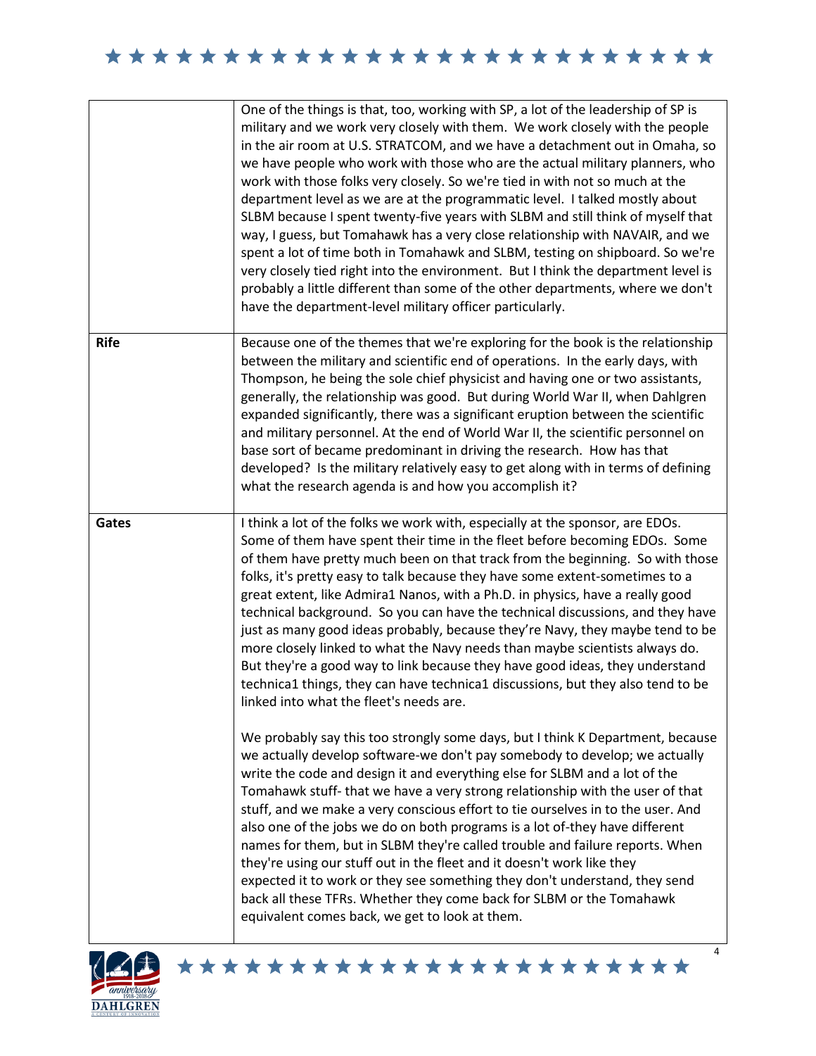| | |
|---|---|
| | One of the things is that, too, working with SP, a lot of the leadership of SP is military and we work very closely with them. We work closely with the people in the air room at U.S. STRATCOM, and we have a detachment out in Omaha, so we have people who work with those who are the actual military planners, who work with those folks very closely. So we're tied in with not so much at the department level as we are at the programmatic level. I talked mostly about SLBM because I spent twenty-five years with SLBM and still think of myself that way, I guess, but Tomahawk has a very close relationship with NAVAIR, and we spent a lot of time both in Tomahawk and SLBM, testing on shipboard. So we're very closely tied right into the environment. But I think the department level is probably a little different than some of the other departments, where we don't have the department-level military officer particularly. |
| **Rife** | Because one of the themes that we're exploring for the book is the relationship between the military and scientific end of operations. In the early days, with Thompson, he being the sole chief physicist and having one or two assistants, generally, the relationship was good. But during World War II, when Dahlgren expanded significantly, there was a significant eruption between the scientific and military personnel. At the end of World War II, the scientific personnel on base sort of became predominant in driving the research. How has that developed? Is the military relatively easy to get along with in terms of defining what the research agenda is and how you accomplish it? |
| **Gates** | I think a lot of the folks we work with, especially at the sponsor, are EDOs. Some of them have spent their time in the fleet before becoming EDOs. Some of them have pretty much been on that track from the beginning. So with those folks, it's pretty easy to talk because they have some extent-sometimes to a great extent, like Admira1 Nanos, with a Ph.D. in physics, have a really good technical background. So you can have the technical discussions, and they have just as many good ideas probably, because they're Navy, they maybe tend to be more closely linked to what the Navy needs than maybe scientists always do. But they're a good way to link because they have good ideas, they understand technica1 things, they can have technica1 discussions, but they also tend to be linked into what the fleet's needs are.<br><br>We probably say this too strongly some days, but I think K Department, because we actually develop software-we don't pay somebody to develop; we actually write the code and design it and everything else for SLBM and a lot of the Tomahawk stuff- that we have a very strong relationship with the user of that stuff, and we make a very conscious effort to tie ourselves in to the user. And also one of the jobs we do on both programs is a lot of-they have different names for them, but in SLBM they're called trouble and failure reports. When they're using our stuff out in the fleet and it doesn't work like they expected it to work or they see something they don't understand, they send back all these TFRs. Whether they come back for SLBM or the Tomahawk equivalent comes back, we get to look at them. |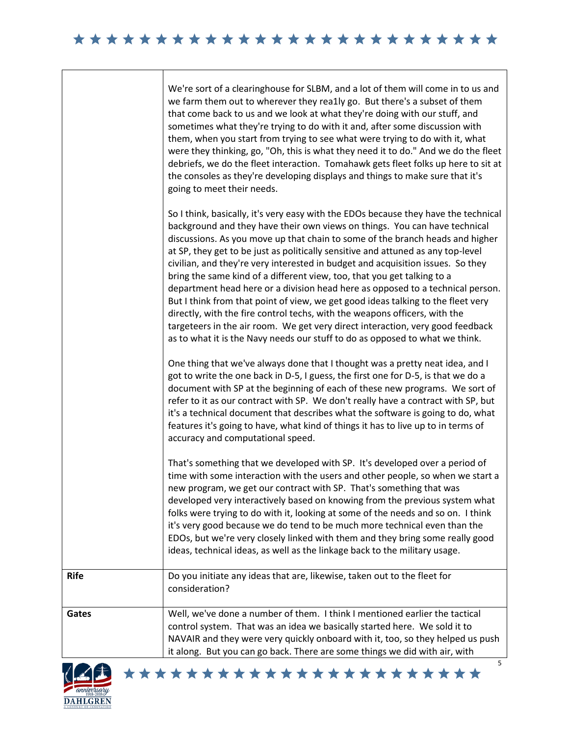| | |
|---|---|
| | We're sort of a clearinghouse for SLBM, and a lot of them will come in to us and we farm them out to wherever they rea1ly go. But there's a subset of them that come back to us and we look at what they're doing with our stuff, and sometimes what they're trying to do with it and, after some discussion with them, when you start from trying to see what were trying to do with it, what were they thinking, go, "Oh, this is what they need it to do." And we do the fleet debriefs, we do the fleet interaction. Tomahawk gets fleet folks up here to sit at the consoles as they're developing displays and things to make sure that it's going to meet their needs.<br><br>So I think, basically, it's very easy with the EDOs because they have the technical background and they have their own views on things. You can have technical discussions. As you move up that chain to some of the branch heads and higher at SP, they get to be just as politically sensitive and attuned as any top-level civilian, and they're very interested in budget and acquisition issues. So they bring the same kind of a different view, too, that you get talking to a department head here or a division head here as opposed to a technical person. But I think from that point of view, we get good ideas talking to the fleet very directly, with the fire control techs, with the weapons officers, with the targeteers in the air room. We get very direct interaction, very good feedback as to what it is the Navy needs our stuff to do as opposed to what we think.<br><br>One thing that we've always done that I thought was a pretty neat idea, and I got to write the one back in D-5, I guess, the first one for D-5, is that we do a document with SP at the beginning of each of these new programs. We sort of refer to it as our contract with SP. We don't really have a contract with SP, but it's a technical document that describes what the software is going to do, what features it's going to have, what kind of things it has to live up to in terms of accuracy and computational speed.<br><br>That's something that we developed with SP. It's developed over a period of time with some interaction with the users and other people, so when we start a new program, we get our contract with SP. That's something that was developed very interactively based on knowing from the previous system what folks were trying to do with it, looking at some of the needs and so on. I think it's very good because we do tend to be much more technical even than the EDOs, but we're very closely linked with them and they bring some really good ideas, technical ideas, as well as the linkage back to the military usage. |
| **Rife** | Do you initiate any ideas that are, likewise, taken out to the fleet for consideration? |
| **Gates** | Well, we've done a number of them. I think I mentioned earlier the tactical control system. That was an idea we basically started here. We sold it to NAVAIR and they were very quickly onboard with it, too, so they helped us push it along. But you can go back. There are some things we did with air, with |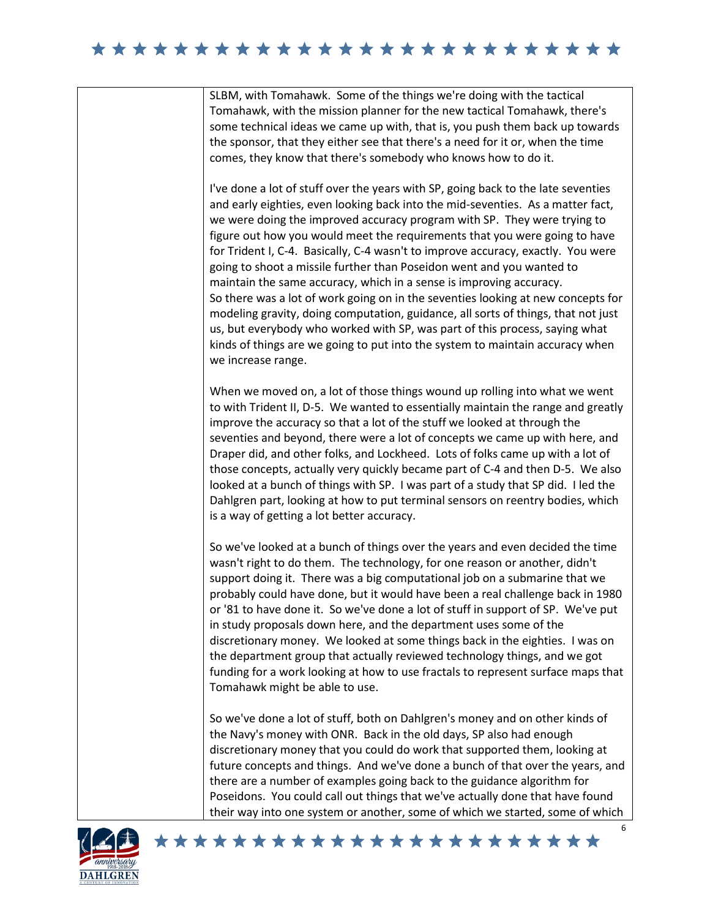SLBM, with Tomahawk. Some of the things we're doing with the tactical Tomahawk, with the mission planner for the new tactical Tomahawk, there's some technical ideas we came up with, that is, you push them back up towards the sponsor, that they either see that there's a need for it or, when the time comes, they know that there's somebody who knows how to do it.

I've done a lot of stuff over the years with SP, going back to the late seventies and early eighties, even looking back into the mid-seventies. As a matter fact, we were doing the improved accuracy program with SP. They were trying to figure out how you would meet the requirements that you were going to have for Trident I, C-4. Basically, C-4 wasn't to improve accuracy, exactly. You were going to shoot a missile further than Poseidon went and you wanted to maintain the same accuracy, which in a sense is improving accuracy. So there was a lot of work going on in the seventies looking at new concepts for modeling gravity, doing computation, guidance, all sorts of things, that not just us, but everybody who worked with SP, was part of this process, saying what kinds of things are we going to put into the system to maintain accuracy when we increase range.

When we moved on, a lot of those things wound up rolling into what we went to with Trident II, D-5. We wanted to essentially maintain the range and greatly improve the accuracy so that a lot of the stuff we looked at through the seventies and beyond, there were a lot of concepts we came up with here, and Draper did, and other folks, and Lockheed. Lots of folks came up with a lot of those concepts, actually very quickly became part of C-4 and then D-5. We also looked at a bunch of things with SP. I was part of a study that SP did. I led the Dahlgren part, looking at how to put terminal sensors on reentry bodies, which is a way of getting a lot better accuracy.

So we've looked at a bunch of things over the years and even decided the time wasn't right to do them. The technology, for one reason or another, didn't support doing it. There was a big computational job on a submarine that we probably could have done, but it would have been a real challenge back in 1980 or '81 to have done it. So we've done a lot of stuff in support of SP. We've put in study proposals down here, and the department uses some of the discretionary money. We looked at some things back in the eighties. I was on the department group that actually reviewed technology things, and we got funding for a work looking at how to use fractals to represent surface maps that Tomahawk might be able to use.

So we've done a lot of stuff, both on Dahlgren's money and on other kinds of the Navy's money with ONR. Back in the old days, SP also had enough discretionary money that you could do work that supported them, looking at future concepts and things. And we've done a bunch of that over the years, and there are a number of examples going back to the guidance algorithm for Poseidons. You could call out things that we've actually done that have found their way into one system or another, some of which we started, some of which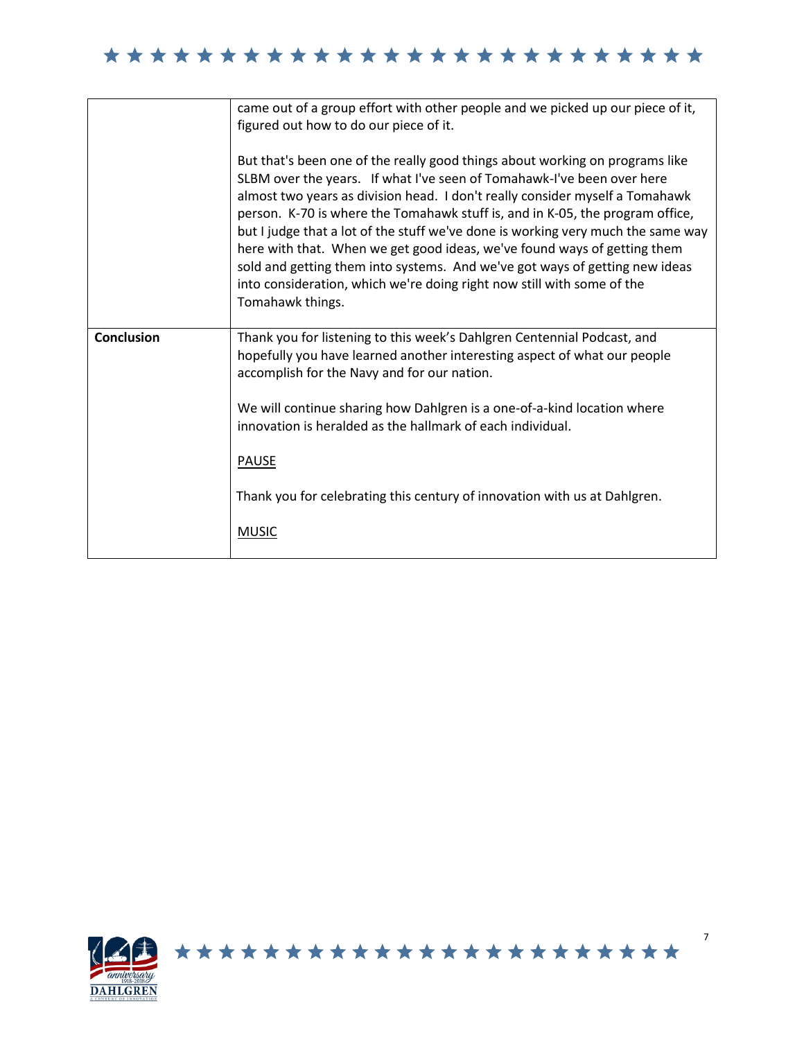| | |
|---|---|
| | came out of a group effort with other people and we picked up our piece of it, figured out how to do our piece of it.<br><br>But that's been one of the really good things about working on programs like SLBM over the years. If what I've seen of Tomahawk-I've been over here almost two years as division head. I don't really consider myself a Tomahawk person. K-70 is where the Tomahawk stuff is, and in K-05, the program office, but I judge that a lot of the stuff we've done is working very much the same way here with that. When we get good ideas, we've found ways of getting them sold and getting them into systems. And we've got ways of getting new ideas into consideration, which we're doing right now still with some of the Tomahawk things. |
| **Conclusion** | Thank you for listening to this week's Dahlgren Centennial Podcast, and hopefully you have learned another interesting aspect of what our people accomplish for the Navy and for our nation.<br><br>We will continue sharing how Dahlgren is a one-of-a-kind location where innovation is heralded as the hallmark of each individual.<br><br><u>PAUSE</u><br><br>Thank you for celebrating this century of innovation with us at Dahlgren.<br><br><u>MUSIC</u> |